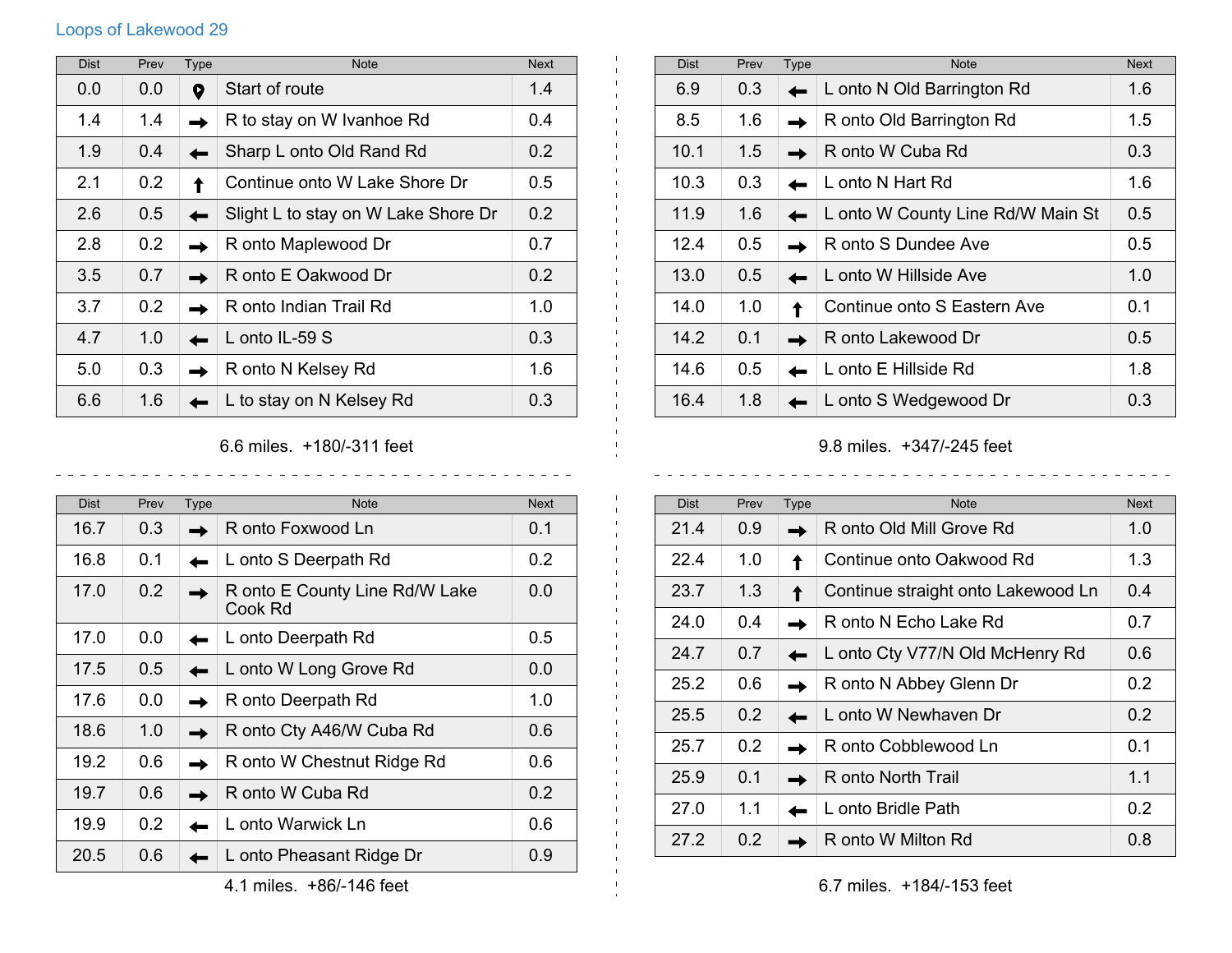# Loops of Lakewood 29

| Dist | Prev | Type | Note | Next |
|---|---|---|---|---|
| 0.0 | 0.0 | Start | Start of route | 1.4 |
| 1.4 | 1.4 | → | R to stay on W Ivanhoe Rd | 0.4 |
| 1.9 | 0.4 | ← | Sharp L onto Old Rand Rd | 0.2 |
| 2.1 | 0.2 | ↑ | Continue onto W Lake Shore Dr | 0.5 |
| 2.6 | 0.5 | ← | Slight L to stay on W Lake Shore Dr | 0.2 |
| 2.8 | 0.2 | → | R onto Maplewood Dr | 0.7 |
| 3.5 | 0.7 | → | R onto E Oakwood Dr | 0.2 |
| 3.7 | 0.2 | → | R onto Indian Trail Rd | 1.0 |
| 4.7 | 1.0 | ← | L onto IL-59 S | 0.3 |
| 5.0 | 0.3 | → | R onto N Kelsey Rd | 1.6 |
| 6.6 | 1.6 | ← | L to stay on N Kelsey Rd | 0.3 |

6.6 miles. +180/-311 feet

| Dist | Prev | Type | Note | Next |
|---|---|---|---|---|
| 6.9 | 0.3 | ← | L onto N Old Barrington Rd | 1.6 |
| 8.5 | 1.6 | → | R onto Old Barrington Rd | 1.5 |
| 10.1 | 1.5 | → | R onto W Cuba Rd | 0.3 |
| 10.3 | 0.3 | ← | L onto N Hart Rd | 1.6 |
| 11.9 | 1.6 | ← | L onto W County Line Rd/W Main St | 0.5 |
| 12.4 | 0.5 | → | R onto S Dundee Ave | 0.5 |
| 13.0 | 0.5 | ← | L onto W Hillside Ave | 1.0 |
| 14.0 | 1.0 | ↑ | Continue onto S Eastern Ave | 0.1 |
| 14.2 | 0.1 | → | R onto Lakewood Dr | 0.5 |
| 14.6 | 0.5 | ← | L onto E Hillside Rd | 1.8 |
| 16.4 | 1.8 | ← | L onto S Wedgewood Dr | 0.3 |

9.8 miles. +347/-245 feet

| Dist | Prev | Type | Note | Next |
|---|---|---|---|---|
| 16.7 | 0.3 | → | R onto Foxwood Ln | 0.1 |
| 16.8 | 0.1 | ← | L onto S Deerpath Rd | 0.2 |
| 17.0 | 0.2 | → | R onto E County Line Rd/W Lake Cook Rd | 0.0 |
| 17.0 | 0.0 | ← | L onto Deerpath Rd | 0.5 |
| 17.5 | 0.5 | ← | L onto W Long Grove Rd | 0.0 |
| 17.6 | 0.0 | → | R onto Deerpath Rd | 1.0 |
| 18.6 | 1.0 | → | R onto Cty A46/W Cuba Rd | 0.6 |
| 19.2 | 0.6 | → | R onto W Chestnut Ridge Rd | 0.6 |
| 19.7 | 0.6 | → | R onto W Cuba Rd | 0.2 |
| 19.9 | 0.2 | ← | L onto Warwick Ln | 0.6 |
| 20.5 | 0.6 | ← | L onto Pheasant Ridge Dr | 0.9 |

4.1 miles. +86/-146 feet

| Dist | Prev | Type | Note | Next |
|---|---|---|---|---|
| 21.4 | 0.9 | → | R onto Old Mill Grove Rd | 1.0 |
| 22.4 | 1.0 | ↑ | Continue onto Oakwood Rd | 1.3 |
| 23.7 | 1.3 | ↑ | Continue straight onto Lakewood Ln | 0.4 |
| 24.0 | 0.4 | → | R onto N Echo Lake Rd | 0.7 |
| 24.7 | 0.7 | ← | L onto Cty V77/N Old McHenry Rd | 0.6 |
| 25.2 | 0.6 | → | R onto N Abbey Glenn Dr | 0.2 |
| 25.5 | 0.2 | ← | L onto W Newhaven Dr | 0.2 |
| 25.7 | 0.2 | → | R onto Cobblewood Ln | 0.1 |
| 25.9 | 0.1 | → | R onto North Trail | 1.1 |
| 27.0 | 1.1 | ← | L onto Bridle Path | 0.2 |
| 27.2 | 0.2 | → | R onto W Milton Rd | 0.8 |

6.7 miles. +184/-153 feet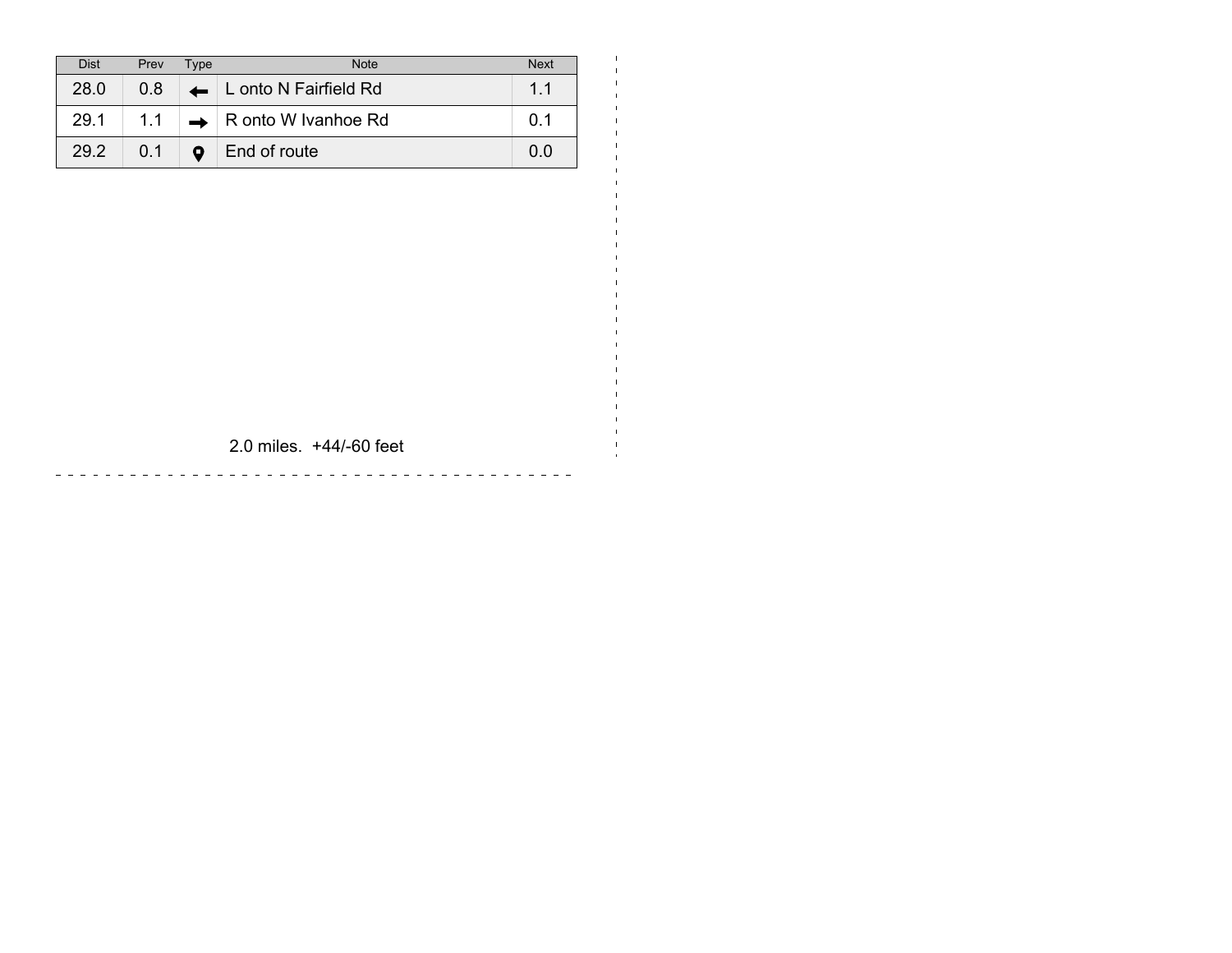| Dist | Prev | Type | Note | Next |
| --- | --- | --- | --- | --- |
| 28.0 | 0.8 | ← | L onto N Fairfield Rd | 1.1 |
| 29.1 | 1.1 | → | R onto W Ivanhoe Rd | 0.1 |
| 29.2 | 0.1 | | End of route | 0.0 |

2.0 miles. +44/-60 feet